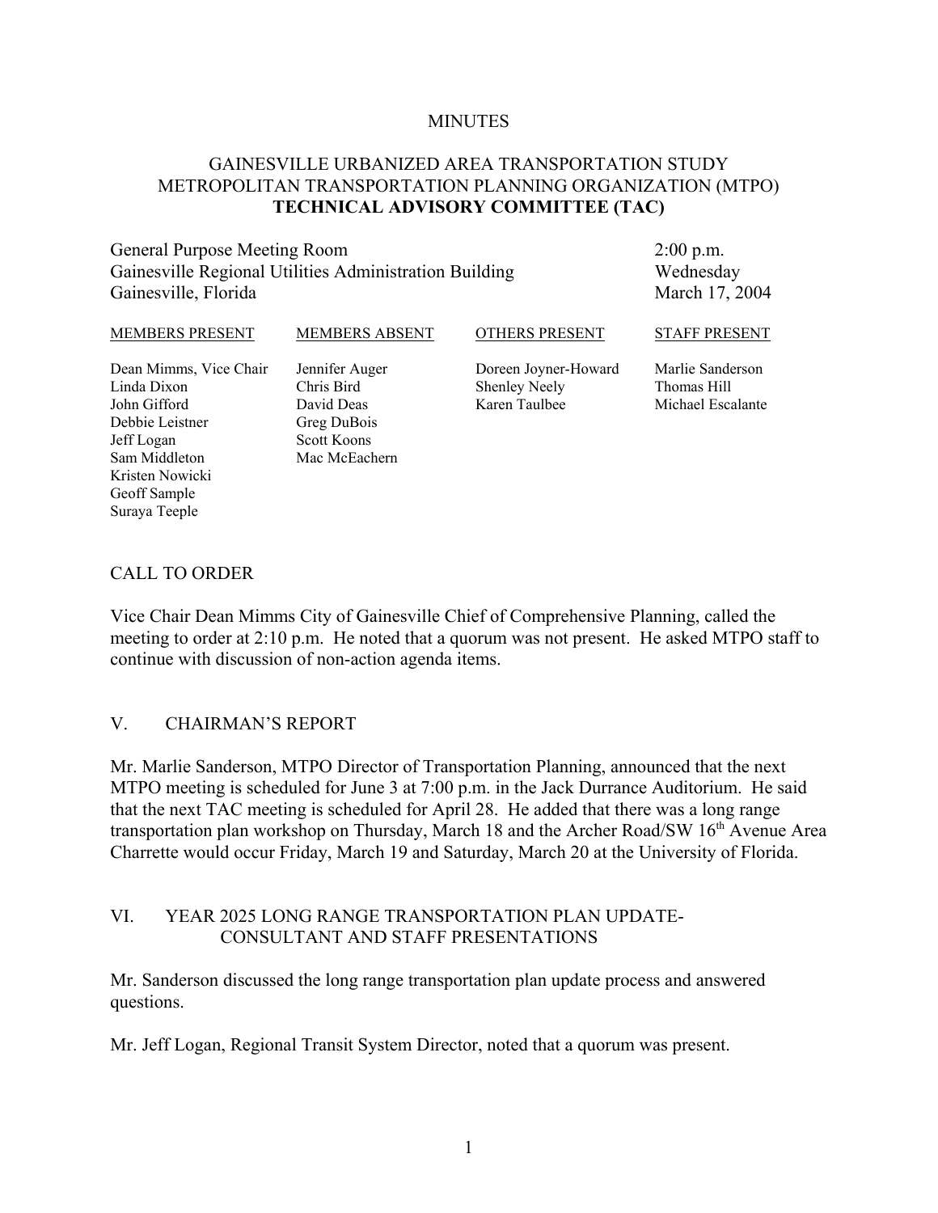MINUTES

# GAINESVILLE URBANIZED AREA TRANSPORTATION STUDY METROPOLITAN TRANSPORTATION PLANNING ORGANIZATION (MTPO) **TECHNICAL ADVISORY COMMITTEE (TAC)**

General Purpose Meeting Room
Gainesville Regional Utilities Administration Building
Gainesville, Florida

2:00 p.m.
Wednesday
March 17, 2004

| MEMBERS PRESENT | MEMBERS ABSENT | OTHERS PRESENT | STAFF PRESENT |
|---|---|---|---|
| Dean Mimms, Vice Chair | Jennifer Auger | Doreen Joyner-Howard | Marlie Sanderson |
| Linda Dixon | Chris Bird | Shenley Neely | Thomas Hill |
| John Gifford | David Deas | Karen Taulbee | Michael Escalante |
| Debbie Leistner | Greg DuBois | | |
| Jeff Logan | Scott Koons | | |
| Sam Middleton | Mac McEachern | | |
| Kristen Nowicki | | | |
| Geoff Sample | | | |
| Suraya Teeple | | | |

## CALL TO ORDER

Vice Chair Dean Mimms City of Gainesville Chief of Comprehensive Planning, called the meeting to order at 2:10 p.m. He noted that a quorum was not present. He asked MTPO staff to continue with discussion of non-action agenda items.

## V. CHAIRMAN'S REPORT

Mr. Marlie Sanderson, MTPO Director of Transportation Planning, announced that the next MTPO meeting is scheduled for June 3 at 7:00 p.m. in the Jack Durrance Auditorium. He said that the next TAC meeting is scheduled for April 28. He added that there was a long range transportation plan workshop on Thursday, March 18 and the Archer Road/SW 16th Avenue Area Charrette would occur Friday, March 19 and Saturday, March 20 at the University of Florida.

## VI. YEAR 2025 LONG RANGE TRANSPORTATION PLAN UPDATE- CONSULTANT AND STAFF PRESENTATIONS

Mr. Sanderson discussed the long range transportation plan update process and answered questions.

Mr. Jeff Logan, Regional Transit System Director, noted that a quorum was present.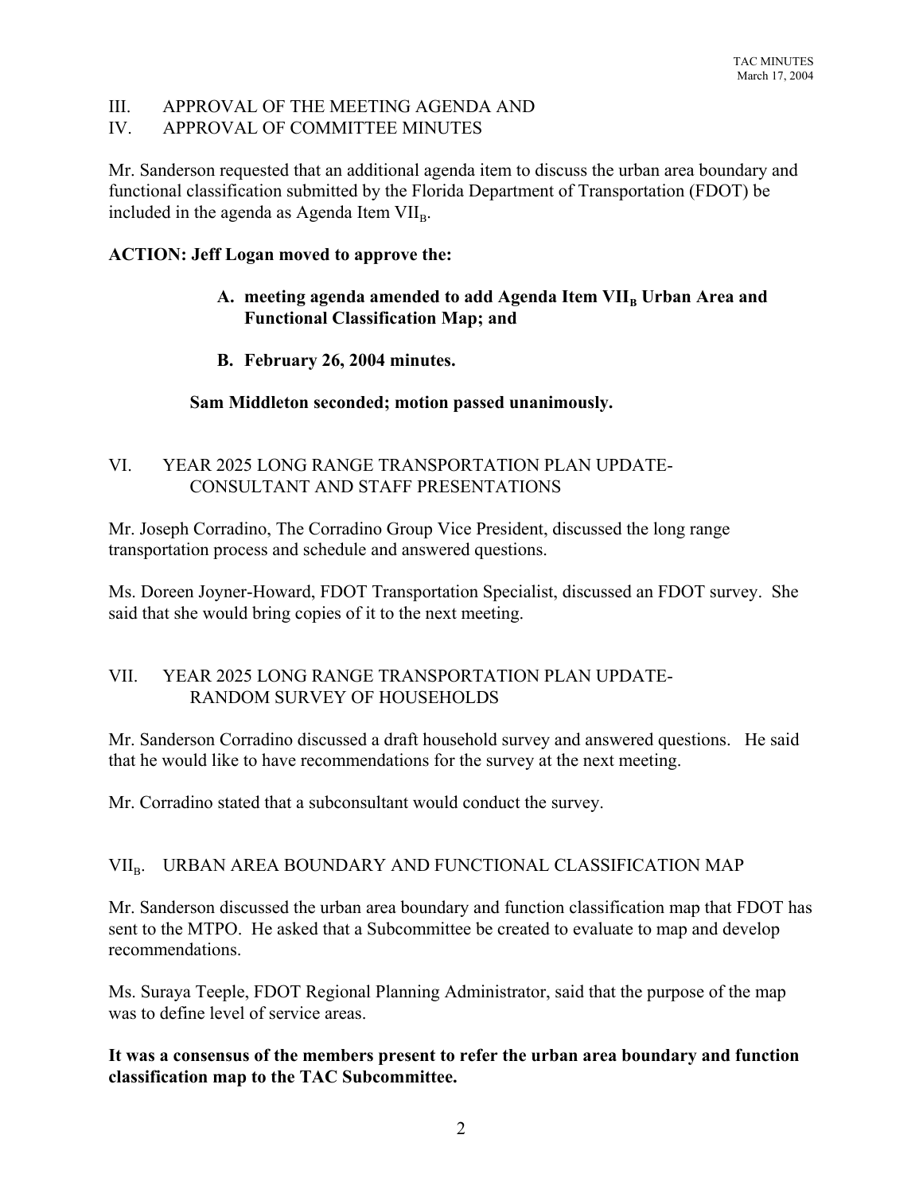III. APPROVAL OF THE MEETING AGENDA AND
IV. APPROVAL OF COMMITTEE MINUTES

Mr. Sanderson requested that an additional agenda item to discuss the urban area boundary and functional classification submitted by the Florida Department of Transportation (FDOT) be included in the agenda as Agenda Item $VII_B$.

**ACTION: Jeff Logan moved to approve the:**

> **A. meeting agenda amended to add Agenda Item $VII_B$ Urban Area and Functional Classification Map; and**
>
> **B. February 26, 2004 minutes.**

**Sam Middleton seconded; motion passed unanimously.**

VI. YEAR 2025 LONG RANGE TRANSPORTATION PLAN UPDATE- CONSULTANT AND STAFF PRESENTATIONS

Mr. Joseph Corradino, The Corradino Group Vice President, discussed the long range transportation process and schedule and answered questions.

Ms. Doreen Joyner-Howard, FDOT Transportation Specialist, discussed an FDOT survey. She said that she would bring copies of it to the next meeting.

VII. YEAR 2025 LONG RANGE TRANSPORTATION PLAN UPDATE- RANDOM SURVEY OF HOUSEHOLDS

Mr. Sanderson Corradino discussed a draft household survey and answered questions. He said that he would like to have recommendations for the survey at the next meeting.

Mr. Corradino stated that a subconsultant would conduct the survey.

$VII_B$. URBAN AREA BOUNDARY AND FUNCTIONAL CLASSIFICATION MAP

Mr. Sanderson discussed the urban area boundary and function classification map that FDOT has sent to the MTPO. He asked that a Subcommittee be created to evaluate to map and develop recommendations.

Ms. Suraya Teeple, FDOT Regional Planning Administrator, said that the purpose of the map was to define level of service areas.

**It was a consensus of the members present to refer the urban area boundary and function classification map to the TAC Subcommittee.**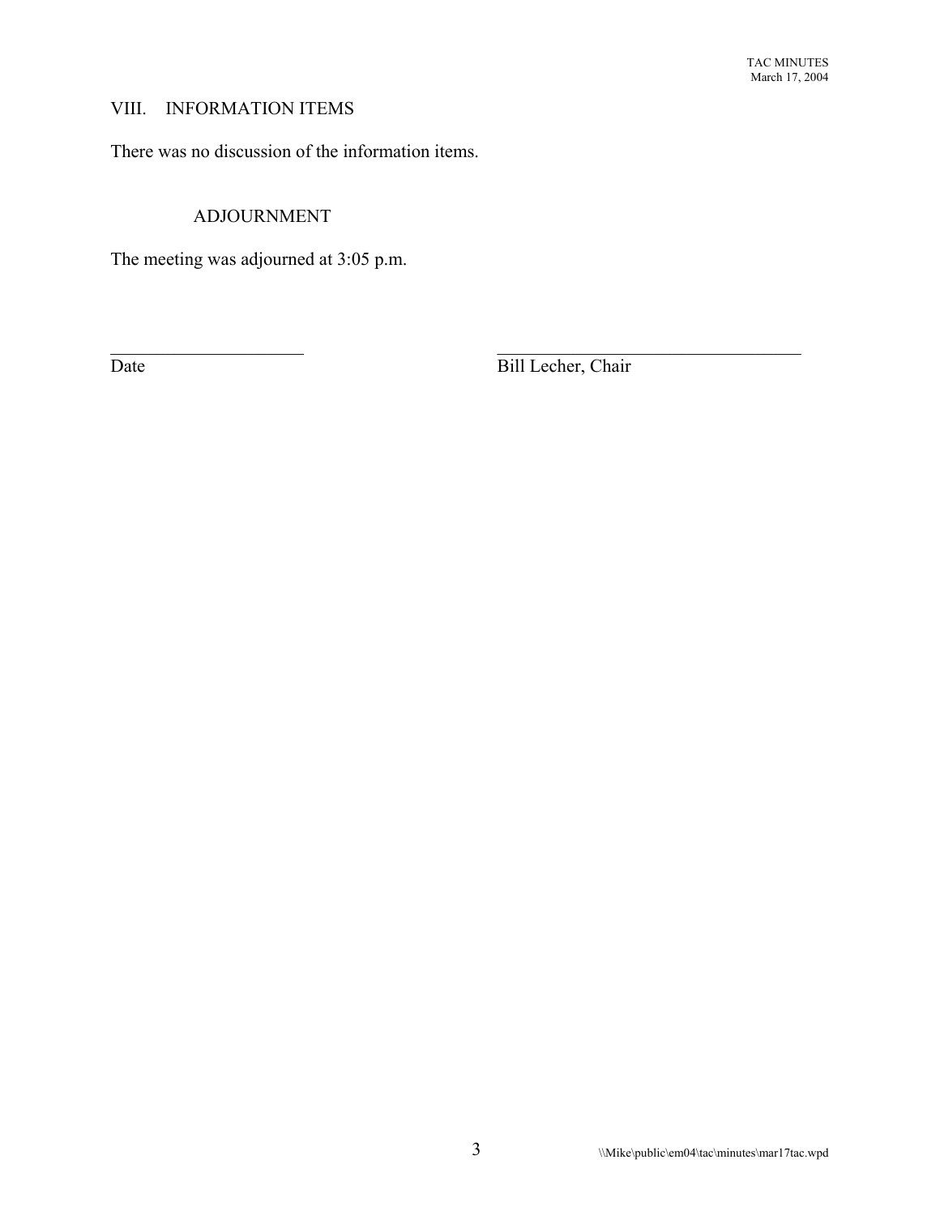## VIII. INFORMATION ITEMS

There was no discussion of the information items.

## ADJOURNMENT

The meeting was adjourned at 3:05 p.m.

______________________ ___________________________________

Date Bill Lecher, Chair

\\Mike\public\em04\tac\minutes\mar17tac.wpd